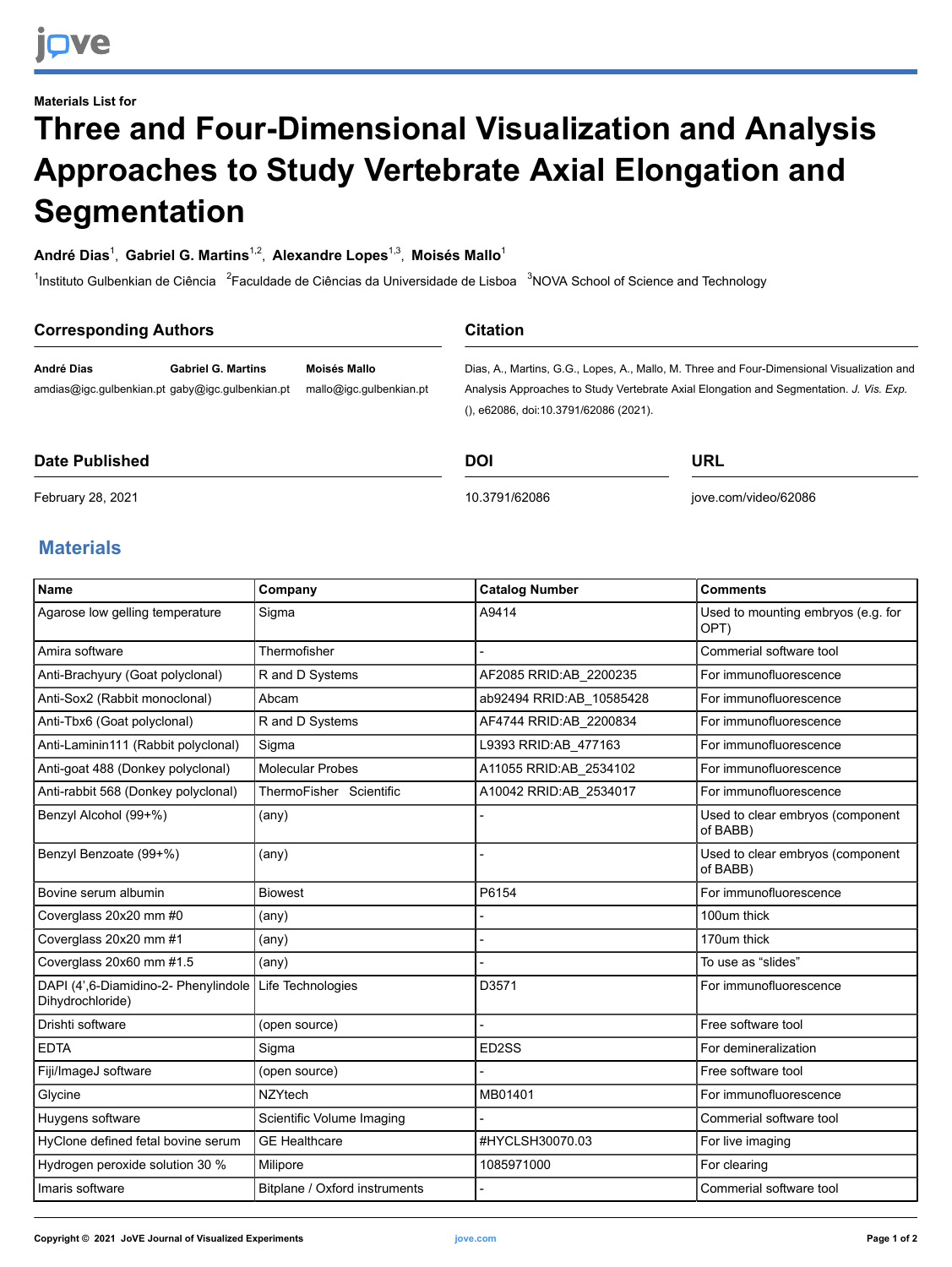Materials List for

# Three and Four-Dimensional Visualization and Analysis Approaches to Study Vertebrate Axial Elongation and Segmentation

**André Dias**[1], **Gabriel G. Martins**[1,2], **Alexandre Lopes**[1,3], **Moisés Mallo**[1]

[1]Instituto Gulbenkian de Ciência [2]Faculdade de Ciências da Universidade de Lisboa [3]NOVA School of Science and Technology

## Corresponding Authors

**André Dias** amdias@igc.gulbenkian.pt

**Gabriel G. Martins** gaby@igc.gulbenkian.pt

**Moisés Mallo** mallo@igc.gulbenkian.pt

## Citation

Dias, A., Martins, G.G., Lopes, A., Mallo, M. Three and Four-Dimensional Visualization and Analysis Approaches to Study Vertebrate Axial Elongation and Segmentation. *J. Vis. Exp.* (), e62086, doi:10.3791/62086 (2021).

## Date Published

February 28, 2021

## DOI

10.3791/62086

## URL

jove.com/video/62086

## Materials

| Name | Company | Catalog Number | Comments |
|---|---|---|---|
| Agarose low gelling temperature | Sigma | A9414 | Used to mounting embryos (e.g. for OPT) |
| Amira software | Thermofisher | - | Commerial software tool |
| Anti-Brachyury (Goat polyclonal) | R and D Systems | AF2085 RRID:AB_2200235 | For immunofluorescence |
| Anti-Sox2 (Rabbit monoclonal) | Abcam | ab92494 RRID:AB_10585428 | For immunofluorescence |
| Anti-Tbx6 (Goat polyclonal) | R and D Systems | AF4744 RRID:AB_2200834 | For immunofluorescence |
| Anti-Laminin111 (Rabbit polyclonal) | Sigma | L9393 RRID:AB_477163 | For immunofluorescence |
| Anti-goat 488 (Donkey polyclonal) | Molecular Probes | A11055 RRID:AB_2534102 | For immunofluorescence |
| Anti-rabbit 568 (Donkey polyclonal) | ThermoFisher Scientific | A10042 RRID:AB_2534017 | For immunofluorescence |
| Benzyl Alcohol (99+%) | (any) | - | Used to clear embryos (component of BABB) |
| Benzyl Benzoate (99+%) | (any) | - | Used to clear embryos (component of BABB) |
| Bovine serum albumin | Biowest | P6154 | For immunofluorescence |
| Coverglass 20x20 mm #0 | (any) | - | 100um thick |
| Coverglass 20x20 mm #1 | (any) | - | 170um thick |
| Coverglass 20x60 mm #1.5 | (any) | - | To use as “slides” |
| DAPI (4’,6-Diamidino-2- Phenylindole Dihydrochloride) | Life Technologies | D3571 | For immunofluorescence |
| Drishti software | (open source) | - | Free software tool |
| EDTA | Sigma | ED2SS | For demineralization |
| Fiji/ImageJ software | (open source) | - | Free software tool |
| Glycine | NZYtech | MB01401 | For immunofluorescence |
| Huygens software | Scientific Volume Imaging | - | Commerial software tool |
| HyClone defined fetal bovine serum | GE Healthcare | #HYCLSH30070.03 | For live imaging |
| Hydrogen peroxide solution 30 % | Milipore | 1085971000 | For clearing |
| Imaris software | Bitplane / Oxford instruments | - | Commerial software tool |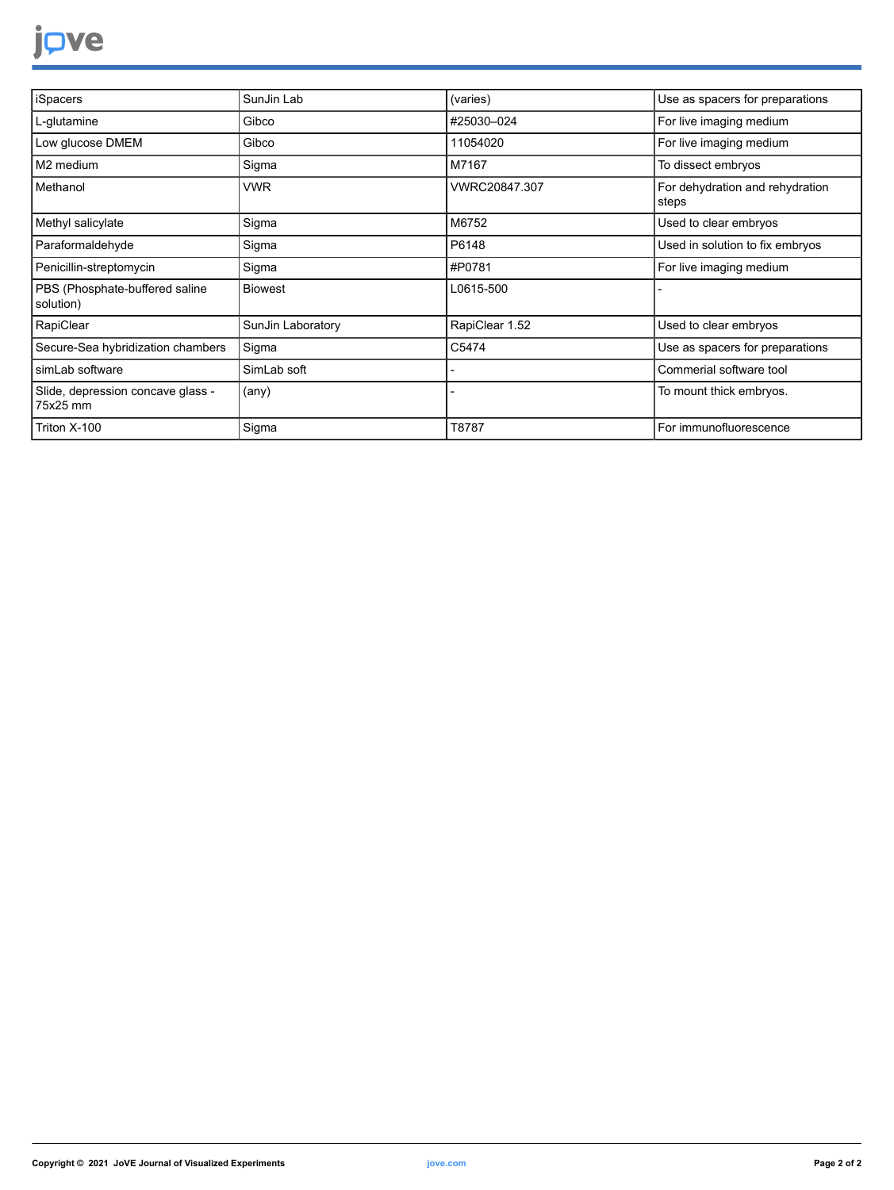| | | | |
|---|---|---|---|
| iSpacers | SunJin Lab | (varies) | Use as spacers for preparations |
| L-glutamine | Gibco | #25030–024 | For live imaging medium |
| Low glucose DMEM | Gibco | 11054020 | For live imaging medium |
| M2 medium | Sigma | M7167 | To dissect embryos |
| Methanol | VWR | VWRC20847.307 | For dehydration and rehydration steps |
| Methyl salicylate | Sigma | M6752 | Used to clear embryos |
| Paraformaldehyde | Sigma | P6148 | Used in solution to fix embryos |
| Penicillin-streptomycin | Sigma | #P0781 | For live imaging medium |
| PBS (Phosphate-buffered saline solution) | Biowest | L0615-500 | - |
| RapiClear | SunJin Laboratory | RapiClear 1.52 | Used to clear embryos |
| Secure-Sea hybridization chambers | Sigma | C5474 | Use as spacers for preparations |
| simLab software | SimLab soft | - | Commerial software tool |
| Slide, depression concave glass - 75x25 mm | (any) | - | To mount thick embryos. |
| Triton X-100 | Sigma | T8787 | For immunofluorescence |